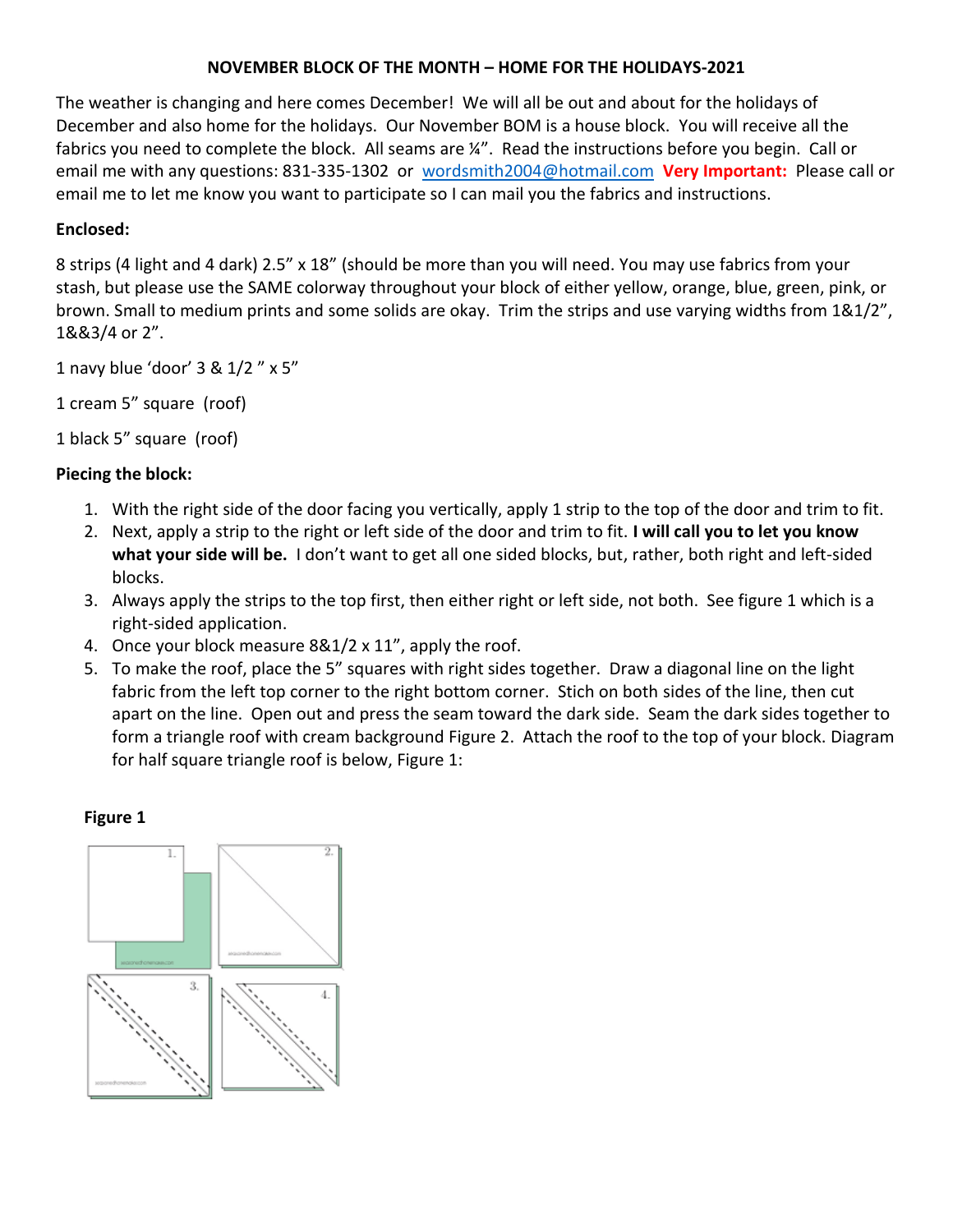**NOVEMBER BLOCK OF THE MONTH – HOME FOR THE HOLIDAYS-2021**

The weather is changing and here comes December! We will all be out and about for the holidays of December and also home for the holidays. Our November BOM is a house block. You will receive all the fabrics you need to complete the block. All seams are ¼". Read the instructions before you begin. Call or email me with any questions: 831-335-1302 or [wordsmith2004@hotmail.com](mailto:wordsmith2004@hotmail.com) **Very Important:** Please call or email me to let me know you want to participate so I can mail you the fabrics and instructions.

**Enclosed:**

8 strips (4 light and 4 dark) 2.5" x 18" (should be more than you will need. You may use fabrics from your stash, but please use the SAME colorway throughout your block of either yellow, orange, blue, green, pink, or brown. Small to medium prints and some solids are okay. Trim the strips and use varying widths from 1&1/2", 1&&3/4 or 2".

1 navy blue 'door' 3 & 1/2 " x 5"

1 cream 5" square (roof)

1 black 5" square (roof)

**Piecing the block:**

1. With the right side of the door facing you vertically, apply 1 strip to the top of the door and trim to fit.
2. Next, apply a strip to the right or left side of the door and trim to fit. **I will call you to let you know what your side will be.** I don't want to get all one sided blocks, but, rather, both right and left-sided blocks.
3. Always apply the strips to the top first, then either right or left side, not both. See figure 1 which is a right-sided application.
4. Once your block measure 8&1/2 x 11", apply the roof.
5. To make the roof, place the 5" squares with right sides together. Draw a diagonal line on the light fabric from the left top corner to the right bottom corner. Stich on both sides of the line, then cut apart on the line. Open out and press the seam toward the dark side. Seam the dark sides together to form a triangle roof with cream background Figure 2. Attach the roof to the top of your block. Diagram for half square triangle roof is below, Figure 1:

**Figure 1**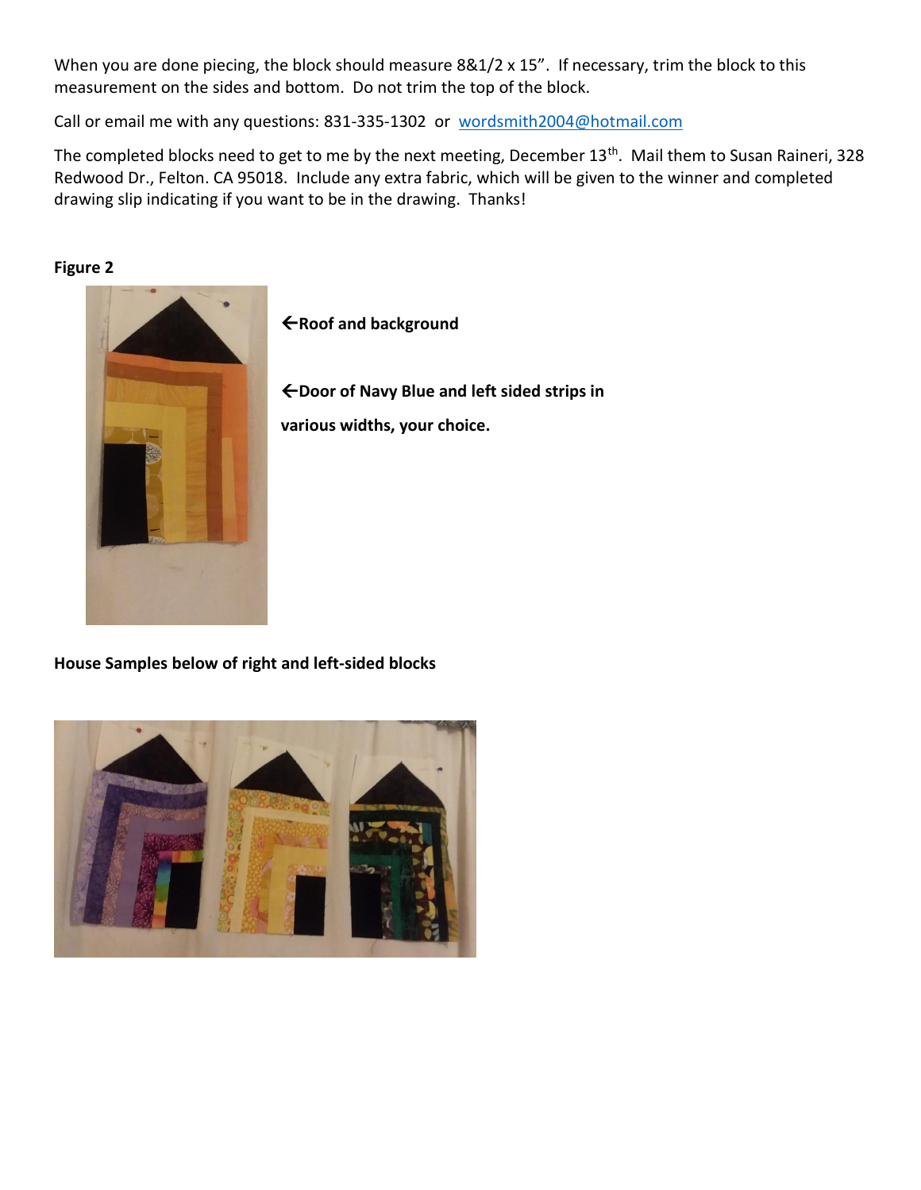When you are done piecing, the block should measure 8&1/2 x 15". If necessary, trim the block to this measurement on the sides and bottom. Do not trim the top of the block.

Call or email me with any questions: 831-335-1302 or wordsmith2004@hotmail.com

The completed blocks need to get to me by the next meeting, December 13th. Mail them to Susan Raineri, 328 Redwood Dr., Felton. CA 95018. Include any extra fabric, which will be given to the winner and completed drawing slip indicating if you want to be in the drawing. Thanks!

**Figure 2**

**←Roof and background**

**←Door of Navy Blue and left sided strips in various widths, your choice.**

**House Samples below of right and left-sided blocks**